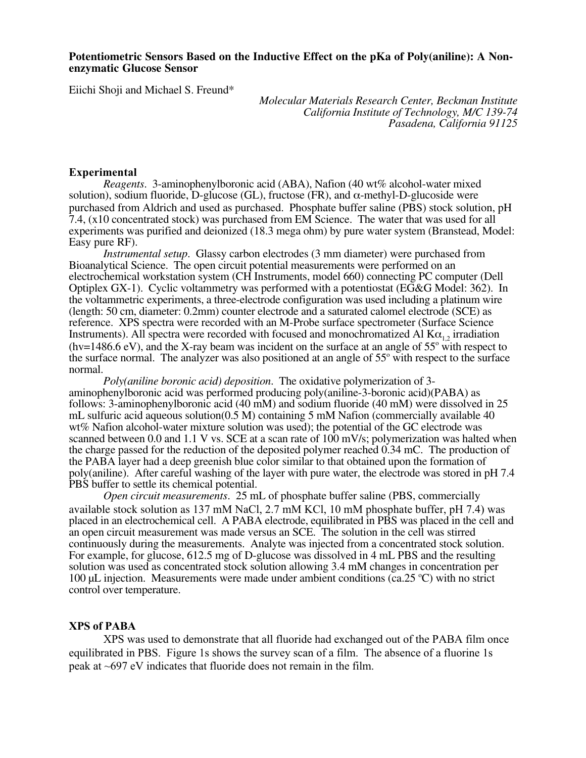**Potentiometric Sensors Based on the Inductive Effect on the pKa of Poly(aniline): A Non-enzymatic Glucose Sensor**

Eiichi Shoji and Michael S. Freund*

*Molecular Materials Research Center, Beckman Institute*
*California Institute of Technology, M/C 139-74*
*Pasadena, California 91125*

## Experimental

*Reagents*. 3-aminophenylboronic acid (ABA), Nafion (40 wt% alcohol-water mixed solution), sodium fluoride, D-glucose (GL), fructose (FR), and α-methyl-D-glucoside were purchased from Aldrich and used as purchased. Phosphate buffer saline (PBS) stock solution, pH 7.4, (x10 concentrated stock) was purchased from EM Science. The water that was used for all experiments was purified and deionized (18.3 mega ohm) by pure water system (Branstead, Model: Easy pure RF).

*Instrumental setup*. Glassy carbon electrodes (3 mm diameter) were purchased from Bioanalytical Science. The open circuit potential measurements were performed on an electrochemical workstation system (CH Instruments, model 660) connecting PC computer (Dell Optiplex GX-1). Cyclic voltammetry was performed with a potentiostat (EG&G Model: 362). In the voltammetric experiments, a three-electrode configuration was used including a platinum wire (length: 50 cm, diameter: 0.2mm) counter electrode and a saturated calomel electrode (SCE) as reference. XPS spectra were recorded with an M-Probe surface spectrometer (Surface Science Instruments). All spectra were recorded with focused and monochromatized Al $K\alpha_{1,2}$ irradiation (hv=1486.6 eV), and the X-ray beam was incident on the surface at an angle of 55° with respect to the surface normal. The analyzer was also positioned at an angle of 55° with respect to the surface normal.

*Poly(aniline boronic acid) deposition*. The oxidative polymerization of 3-aminophenylboronic acid was performed producing poly(aniline-3-boronic acid)(PABA) as follows: 3-aminophenylboronic acid (40 mM) and sodium fluoride (40 mM) were dissolved in 25 mL sulfuric acid aqueous solution(0.5 M) containing 5 mM Nafion (commercially available 40 wt% Nafion alcohol-water mixture solution was used); the potential of the GC electrode was scanned between 0.0 and 1.1 V vs. SCE at a scan rate of 100 mV/s; polymerization was halted when the charge passed for the reduction of the deposited polymer reached 0.34 mC. The production of the PABA layer had a deep greenish blue color similar to that obtained upon the formation of poly(aniline). After careful washing of the layer with pure water, the electrode was stored in pH 7.4 PBS buffer to settle its chemical potential.

*Open circuit measurements*. 25 mL of phosphate buffer saline (PBS, commercially available stock solution as 137 mM NaCl, 2.7 mM KCl, 10 mM phosphate buffer, pH 7.4) was placed in an electrochemical cell. A PABA electrode, equilibrated in PBS was placed in the cell and an open circuit measurement was made versus an SCE. The solution in the cell was stirred continuously during the measurements. Analyte was injected from a concentrated stock solution. For example, for glucose, 612.5 mg of D-glucose was dissolved in 4 mL PBS and the resulting solution was used as concentrated stock solution allowing 3.4 mM changes in concentration per 100 μL injection. Measurements were made under ambient conditions (ca.25 ºC) with no strict control over temperature.

## XPS of PABA

XPS was used to demonstrate that all fluoride had exchanged out of the PABA film once equilibrated in PBS. Figure 1s shows the survey scan of a film. The absence of a fluorine 1s peak at ~697 eV indicates that fluoride does not remain in the film.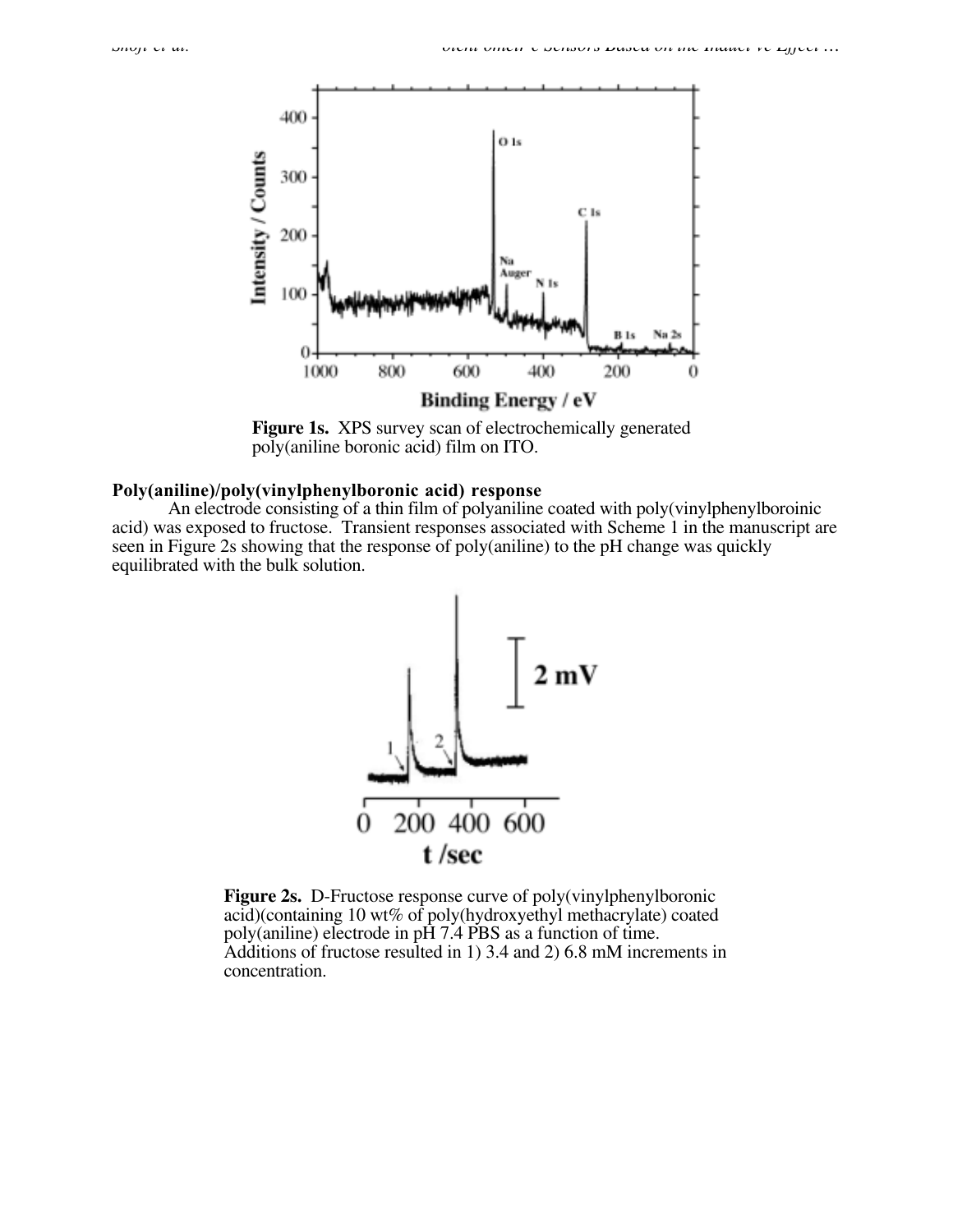Intensity / Counts

400

300

200

100

0

1000 800 600 400 200 0

Binding Energy / eV

O 1s

C 1s

Na Auger

N 1s

B 1s

Na 2s

**Figure 1s.** XPS survey scan of electrochemically generated poly(aniline boronic acid) film on ITO.

### Poly(aniline)/poly(vinylphenylboronic acid) response

An electrode consisting of a thin film of polyaniline coated with poly(vinylphenylboroinic acid) was exposed to fructose. Transient responses associated with Scheme 1 in the manuscript are seen in Figure 2s showing that the response of poly(aniline) to the pH change was quickly equilibrated with the bulk solution.

2 mV

1

2

0 200 400 600

t /sec

**Figure 2s.** D-Fructose response curve of poly(vinylphenylboronic acid)(containing 10 wt% of poly(hydroxyethyl methacrylate) coated poly(aniline) electrode in pH 7.4 PBS as a function of time. Additions of fructose resulted in 1) 3.4 and 2) 6.8 mM increments in concentration.